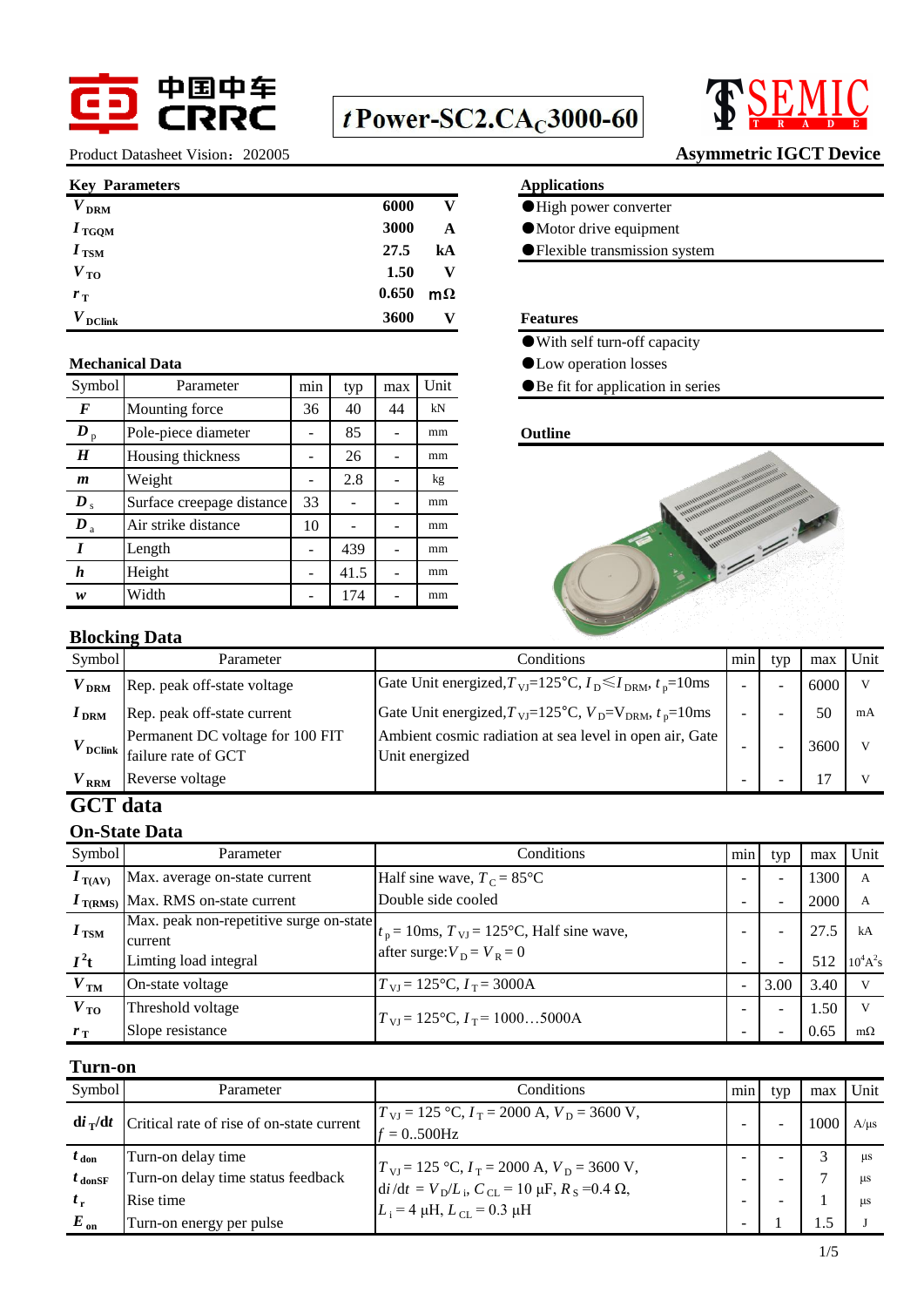中国中车 CRRC

# *t* Power-SC2.CA$_C$3000-60

TSEMIC TRADE

Product Datasheet Vision：202005

**Asymmetric IGCT Device**

## Key Parameters

| | | |
|---|---|---|
| $V_{DRM}$ | 6000 | V |
| $I_{TGQM}$ | 3000 | A |
| $I_{TSM}$ | 27.5 | kA |
| $V_{TO}$ | 1.50 | V |
| $r_T$ | 0.650 | mΩ |
| $V_{DClink}$ | 3600 | V |

## Applications

- High power converter
- Motor drive equipment
- Flexible transmission system

## Features

- With self turn-off capacity
- Low operation losses
- Be fit for application in series

## Outline

## Mechanical Data

| Symbol | Parameter | min | typ | max | Unit |
|---|---|---|---|---|---|
| $F$ | Mounting force | 36 | 40 | 44 | kN |
| $D_p$ | Pole-piece diameter | - | 85 | - | mm |
| $H$ | Housing thickness | - | 26 | - | mm |
| $m$ | Weight | - | 2.8 | - | kg |
| $D_s$ | Surface creepage distance | 33 | - | - | mm |
| $D_a$ | Air strike distance | 10 | - | - | mm |
| $l$ | Length | - | 439 | - | mm |
| $h$ | Height | - | 41.5 | - | mm |
| $w$ | Width | - | 174 | - | mm |

## Blocking Data

| Symbol | Parameter | Conditions | min | typ | max | Unit |
|---|---|---|---|---|---|---|
| $V_{DRM}$ | Rep. peak off-state voltage | Gate Unit energized, $T_{VJ}$=125°C, $I_D \leq I_{DRM}$, $t_p$=10ms | - | - | 6000 | V |
| $I_{DRM}$ | Rep. peak off-state current | Gate Unit energized, $T_{VJ}$=125°C, $V_D$=$V_{DRM}$, $t_p$=10ms | - | - | 50 | mA |
| $V_{DClink}$ | Permanent DC voltage for 100 FIT failure rate of GCT | Ambient cosmic radiation at sea level in open air, Gate Unit energized | - | - | 3600 | V |
| $V_{RRM}$ | Reverse voltage | | - | - | 17 | V |

# GCT data

## On-State Data

| Symbol | Parameter | Conditions | min | typ | max | Unit |
|---|---|---|---|---|---|---|
| $I_{T(AV)}$ | Max. average on-state current | Half sine wave, $T_C$ = 85°C | - | - | 1300 | A |
| $I_{T(RMS)}$ | Max. RMS on-state current | Double side cooled | - | - | 2000 | A |
| $I_{TSM}$ | Max. peak non-repetitive surge on-state current | $t_p$ = 10ms, $T_{VJ}$ = 125°C, Half sine wave, after surge: $V_D$ = $V_R$ = 0 | - | - | 27.5 | kA |
| $I^2t$ | Limting load integral | | - | - | 512 | $10^4A^2s$ |
| $V_{TM}$ | On-state voltage | $T_{VJ}$ = 125°C, $I_T$ = 3000A | - | 3.00 | 3.40 | V |
| $V_{TO}$ | Threshold voltage | $T_{VJ}$ = 125°C, $I_T$ = 1000…5000A | - | - | 1.50 | V |
| $r_T$ | Slope resistance | | - | - | 0.65 | mΩ |

## Turn-on

| Symbol | Parameter | Conditions | min | typ | max | Unit |
|---|---|---|---|---|---|---|
| $di_T/dt$ | Critical rate of rise of on-state current | $T_{VJ}$ = 125 °C, $I_T$ = 2000 A, $V_D$ = 3600 V, $f$ = 0..500Hz | - | - | 1000 | A/µs |
| $t_{don}$ | Turn-on delay time | $T_{VJ}$ = 125 °C, $I_T$ = 2000 A, $V_D$ = 3600 V, $di/dt$ = $V_D/L_i$, $C_{CL}$ = 10 µF, $R_S$ = 0.4 Ω, $L_i$ = 4 µH, $L_{CL}$ = 0.3 µH | - | - | 3 | µs |
| $t_{donSF}$ | Turn-on delay time status feedback | | - | - | 7 | µs |
| $t_r$ | Rise time | | - | - | 1 | µs |
| $E_{on}$ | Turn-on energy per pulse | | - | 1 | 1.5 | J |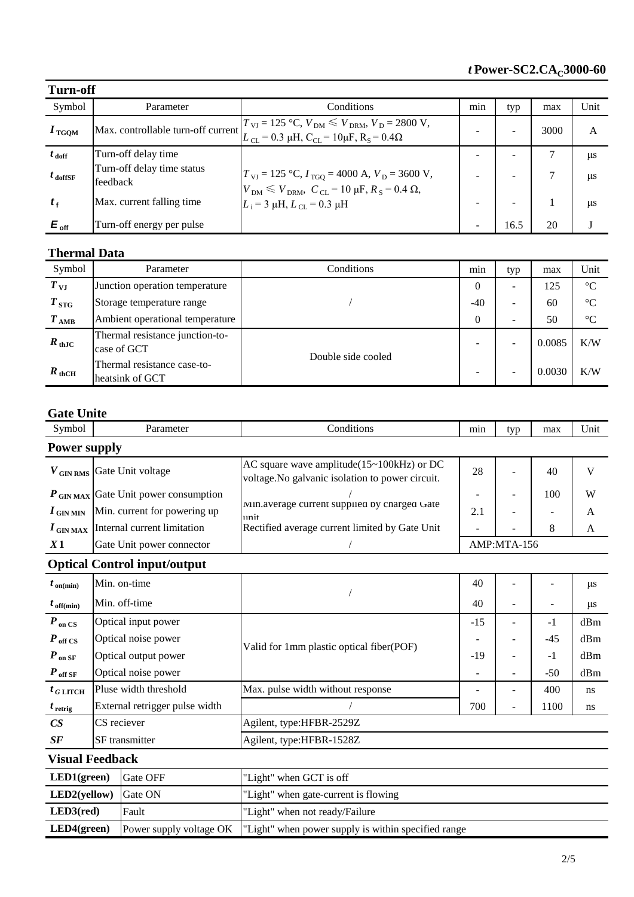## Turn-off

| Symbol | Parameter | Conditions | min | typ | max | Unit |
|---|---|---|---|---|---|---|
| $I_{TGQM}$ | Max. controllable turn-off current | $T_{VJ}$ = 125 °C, $V_{DM} \leqslant V_{DRM}$, $V_D$ = 2800 V, $L_{CL}$ = 0.3 μH, $C_{CL}$ = 10μF, $R_S$ = 0.4Ω | - | - | 3000 | A |
| $t_{doff}$ | Turn-off delay time | $T_{VJ}$ = 125 °C, $I_{TGQ}$ = 4000 A, $V_D$ = 3600 V, $V_{DM} \leqslant V_{DRM}$, $C_{CL}$ = 10 μF, $R_S$ = 0.4 Ω, $L_i$ = 3 μH, $L_{CL}$ = 0.3 μH | - | - | 7 | μs |
| $t_{doffSF}$ | Turn-off delay time status feedback | | - | - | 7 | μs |
| $t_f$ | Max. current falling time | | - | - | 1 | μs |
| $E_{off}$ | Turn-off energy per pulse | | - | 16.5 | 20 | J |

## Thermal Data

| Symbol | Parameter | Conditions | min | typ | max | Unit |
|---|---|---|---|---|---|---|
| $T_{VJ}$ | Junction operation temperature | / | 0 | - | 125 | °C |
| $T_{STG}$ | Storage temperature range | | -40 | - | 60 | °C |
| $T_{AMB}$ | Ambient operational temperature | | 0 | - | 50 | °C |
| $R_{thJC}$ | Thermal resistance junction-to-case of GCT | Double side cooled | - | - | 0.0085 | K/W |
| $R_{thCH}$ | Thermal resistance case-to-heatsink of GCT | | - | - | 0.0030 | K/W |

## Gate Unite

| Symbol | Parameter | Conditions | min | typ | max | Unit |
|---|---|---|---|---|---|---|
| **Power supply** | | | | | | |
| $V_{GIN\ RMS}$ | Gate Unit voltage | AC square wave amplitude(15~100kHz) or DC voltage.No galvanic isolation to power circuit. | 28 | - | 40 | V |
| $P_{GIN\ MAX}$ | Gate Unit power consumption | / | - | - | 100 | W |
| $I_{GIN\ MIN}$ | Min. current for powering up | Min.average current supplied by charged Gate unit | 2.1 | - | - | A |
| $I_{GIN\ MAX}$ | Internal current limitation | Rectified average current limited by Gate Unit | - | - | 8 | A |
| $X1$ | Gate Unit power connector | / | AMP:MTA-156 | | | |
| **Optical Control input/output** | | | | | | |
| $t_{on(min)}$ | Min. on-time | / | 40 | - | - | μs |
| $t_{off(min)}$ | Min. off-time | | 40 | - | - | μs |
| $P_{on\ CS}$ | Optical input power | Valid for 1mm plastic optical fiber(POF) | -15 | - | -1 | dBm |
| $P_{off\ CS}$ | Optical noise power | | - | - | -45 | dBm |
| $P_{on\ SF}$ | Optical output power | | -19 | - | -1 | dBm |
| $P_{off\ SF}$ | Optical noise power | | - | - | -50 | dBm |
| $t_{GLITCH}$ | Pluse width threshold | Max. pulse width without response | - | - | 400 | ns |
| $t_{retrig}$ | External retrigger pulse width | / | 700 | - | 1100 | ns |
| $CS$ | CS reciever | Agilent, type:HFBR-2529Z | | | | |
| $SF$ | SF transmitter | Agilent, type:HFBR-1528Z | | | | |

## Visual Feedback

| LED | Function | Description |
|---|---|---|
| **LED1(green)** | Gate OFF | "Light" when GCT is off |
| **LED2(yellow)** | Gate ON | "Light" when gate-current is flowing |
| **LED3(red)** | Fault | "Light" when not ready/Failure |
| **LED4(green)** | Power supply voltage OK | "Light" when power supply is within specified range |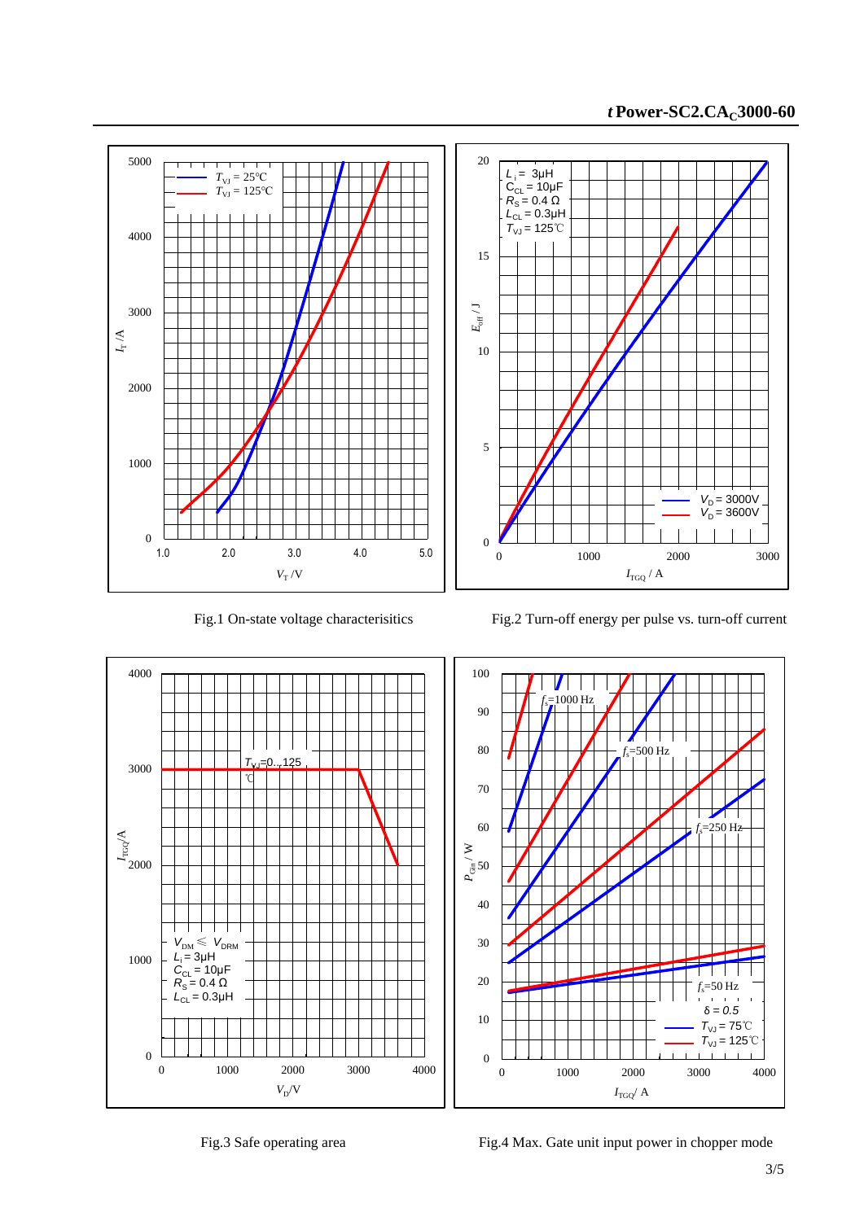Fig.1 On-state voltage characterisitics

Fig.2 Turn-off energy per pulse vs. turn-off current

Fig.3 Safe operating area

Fig.4 Max. Gate unit input power in chopper mode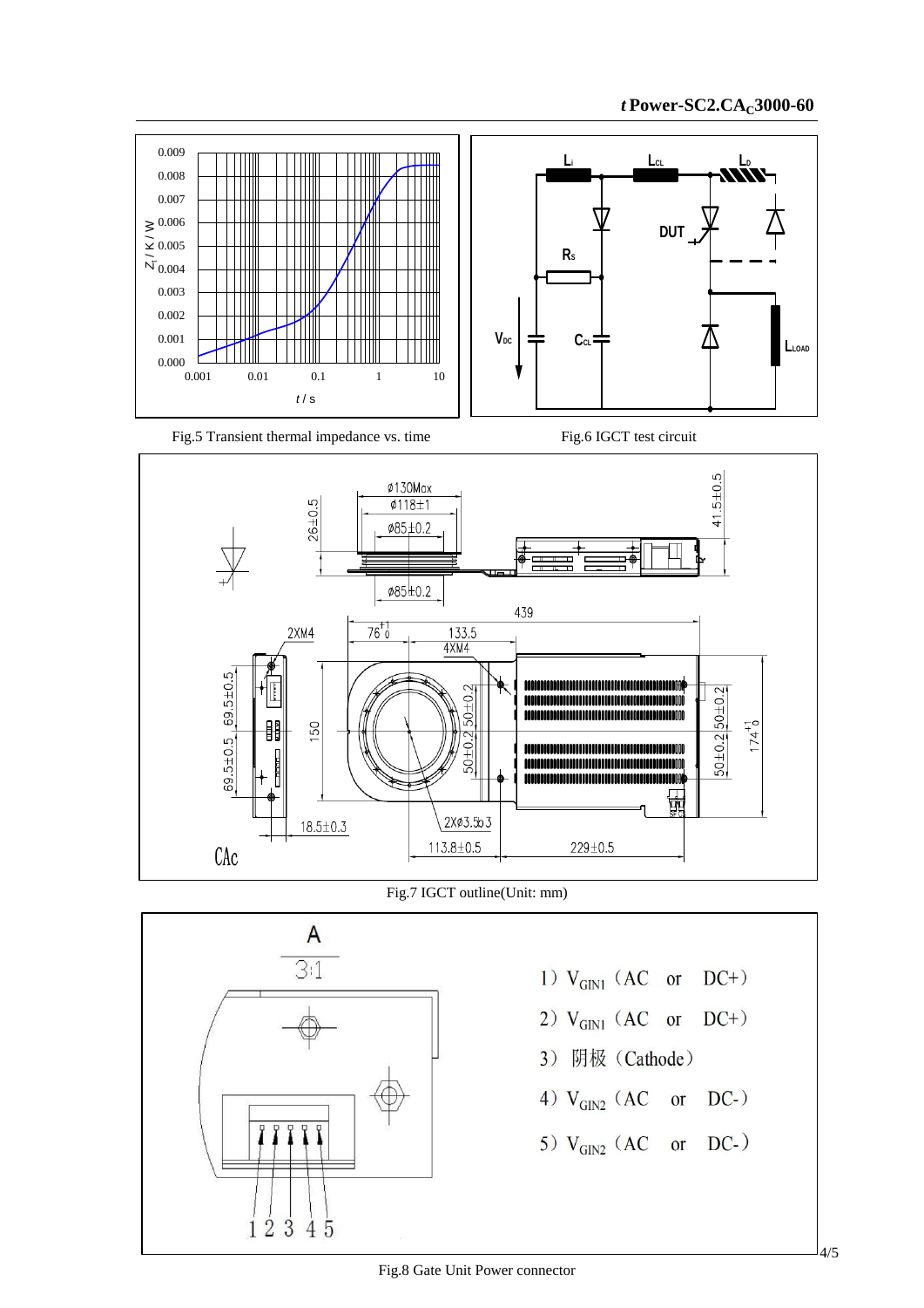Fig.5 Transient thermal impedance vs. time

Fig.6 IGCT test circuit

Fig.7 IGCT outline(Unit: mm)

A

3:1

1) $V_{GIN1}$ (AC or DC+)

2) $V_{GIN1}$ (AC or DC+)

3) 阴极 (Cathode)

4) $V_{GIN2}$ (AC or DC-)

5) $V_{GIN2}$ (AC or DC-)

Fig.8 Gate Unit Power connector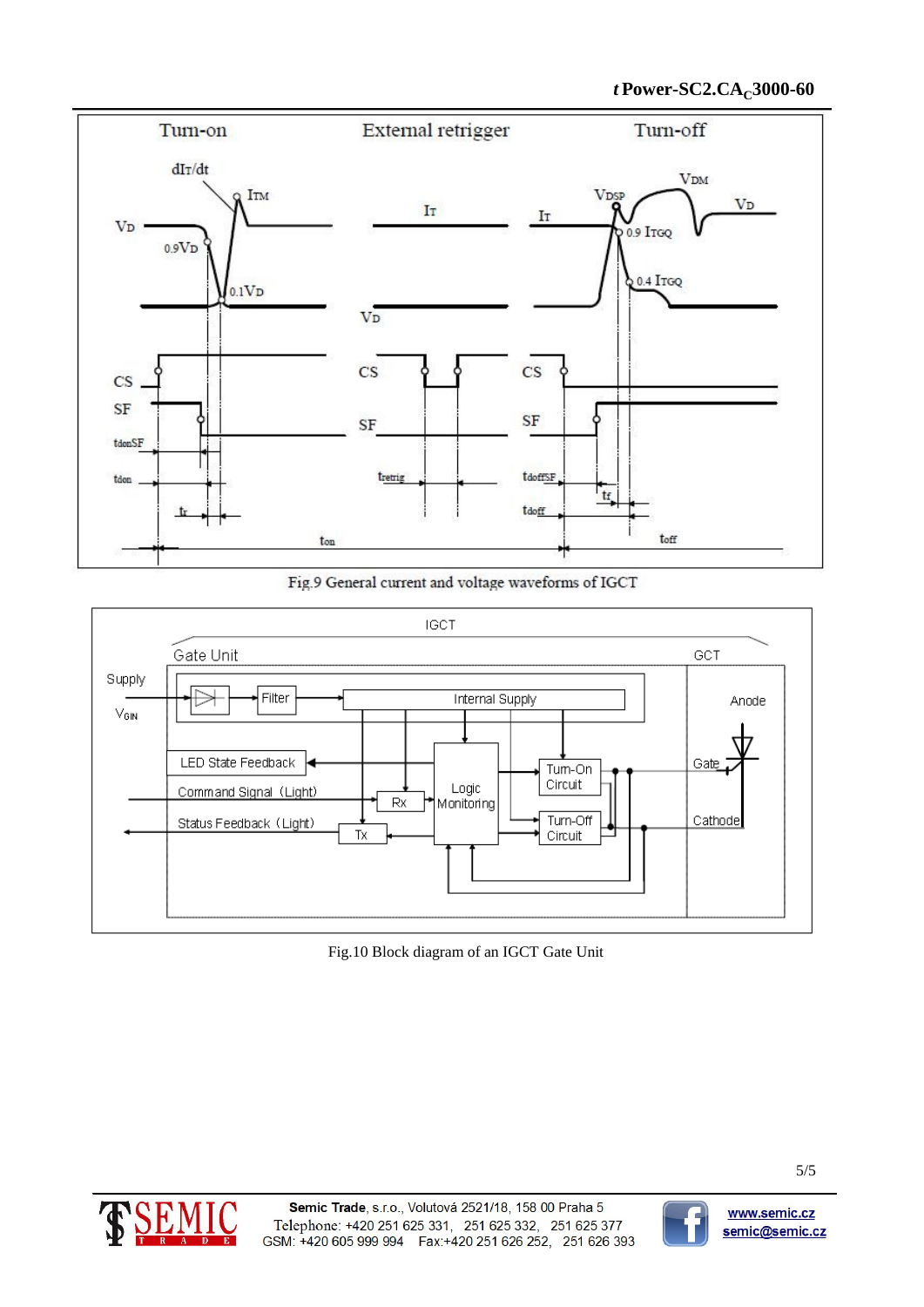Turn-on

External retrigger

Turn-off

$dI_T/dt$

$I_{TM}$

$V_D$

$0.9V_D$

$0.1V_D$

$I_T$

$V_D$

$I_T$

$V_{DSP}$

$V_{DM}$

$V_D$

$0.9\ I_{TGQ}$

$0.4\ I_{TGQ}$

CS

SF

$t_{donSF}$

$t_{don}$

$t_r$

$t_{on}$

CS

SF

$t_{retrig}$

CS

SF

$t_{doffSF}$

$t_f$

$t_{doff}$

$t_{off}$

Fig.9 General current and voltage waveforms of IGCT

IGCT

Gate Unit

GCT

Supply

$V_{GIN}$

Filter

Internal Supply

Anode

LED State Feedback

Logic Monitoring

Turn-On Circuit

Gate

Command Signal（Light）

Rx

Status Feedback（Light）

Tx

Turn-Off Circuit

Cathode

Fig.10 Block diagram of an IGCT Gate Unit